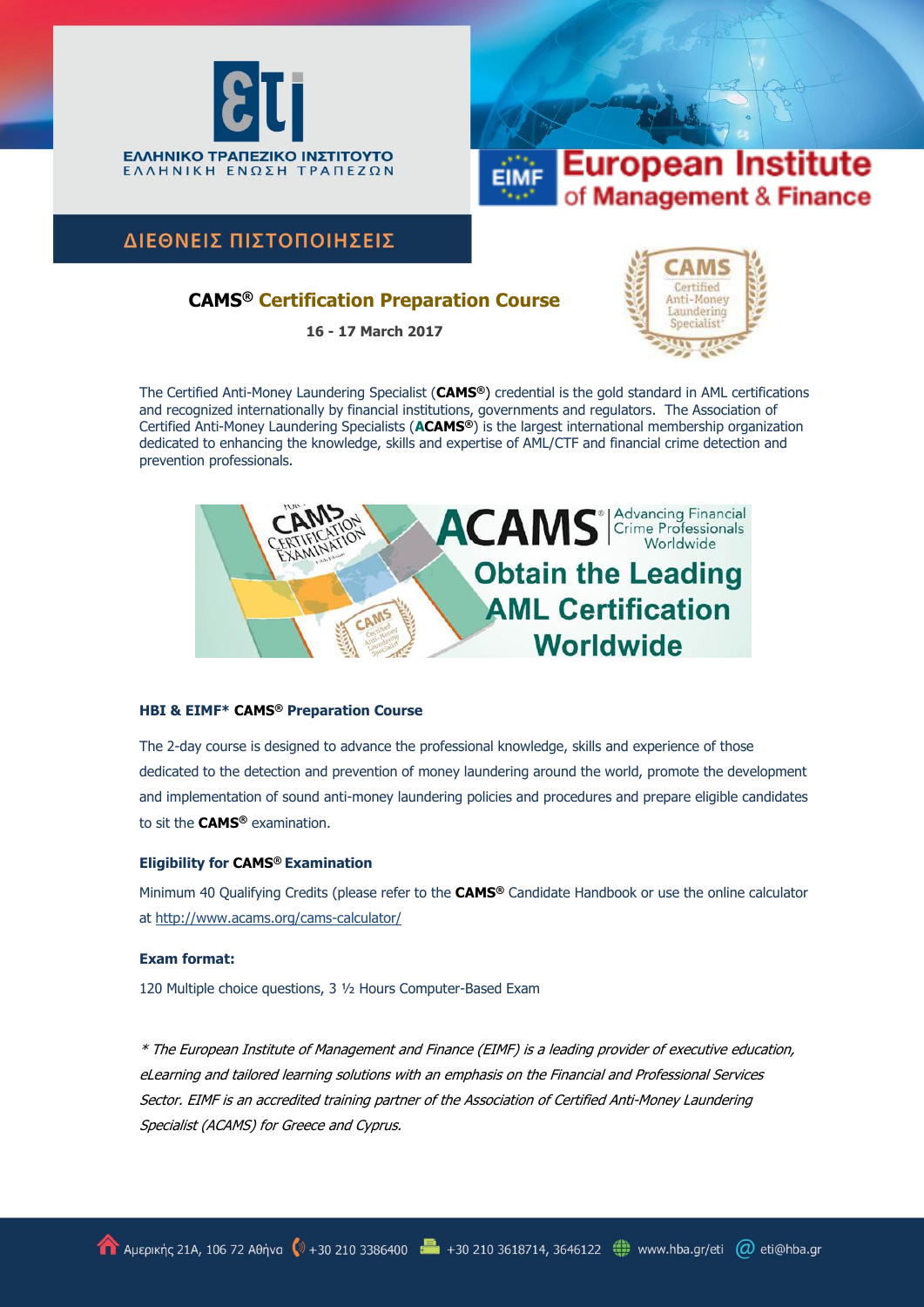ΕΛΛΗΝΙΚΟ ΤΡΑΠΕΖΙΚΟ ΙΝΣΤΙΤΟΥΤΟ
ΕΛΛΗΝΙΚΗ ΕΝΩΣΗ ΤΡΑΠΕΖΩΝ

EIMF European Institute of Management & Finance

## ΔΙΕΘΝΕΙΣ ΠΙΣΤΟΠΟΙΗΣΕΙΣ

# CAMS® Certification Preparation Course

**16 - 17 March 2017**

The Certified Anti-Money Laundering Specialist (**CAMS®**) credential is the gold standard in AML certifications and recognized internationally by financial institutions, governments and regulators. The Association of Certified Anti-Money Laundering Specialists (**ACAMS®**) is the largest international membership organization dedicated to enhancing the knowledge, skills and expertise of AML/CTF and financial crime detection and prevention professionals.

ACAMS® Advancing Financial Crime Professionals Worldwide

Obtain the Leading AML Certification Worldwide

### HBI & EIMF* CAMS® Preparation Course

The 2-day course is designed to advance the professional knowledge, skills and experience of those dedicated to the detection and prevention of money laundering around the world, promote the development and implementation of sound anti-money laundering policies and procedures and prepare eligible candidates to sit the **CAMS®** examination.

### Eligibility for CAMS® Examination

Minimum 40 Qualifying Credits (please refer to the **CAMS®** Candidate Handbook or use the online calculator at http://www.acams.org/cams-calculator/

### Exam format:

120 Multiple choice questions, 3 ½ Hours Computer-Based Exam

*\* The European Institute of Management and Finance (EIMF) is a leading provider of executive education, eLearning and tailored learning solutions with an emphasis on the Financial and Professional Services Sector. EIMF is an accredited training partner of the Association of Certified Anti-Money Laundering Specialist (ACAMS) for Greece and Cyprus.*

Αμερικής 21Α, 106 72 Αθήνα | +30 210 3386400 | +30 210 3618714, 3646122 | www.hba.gr/eti | eti@hba.gr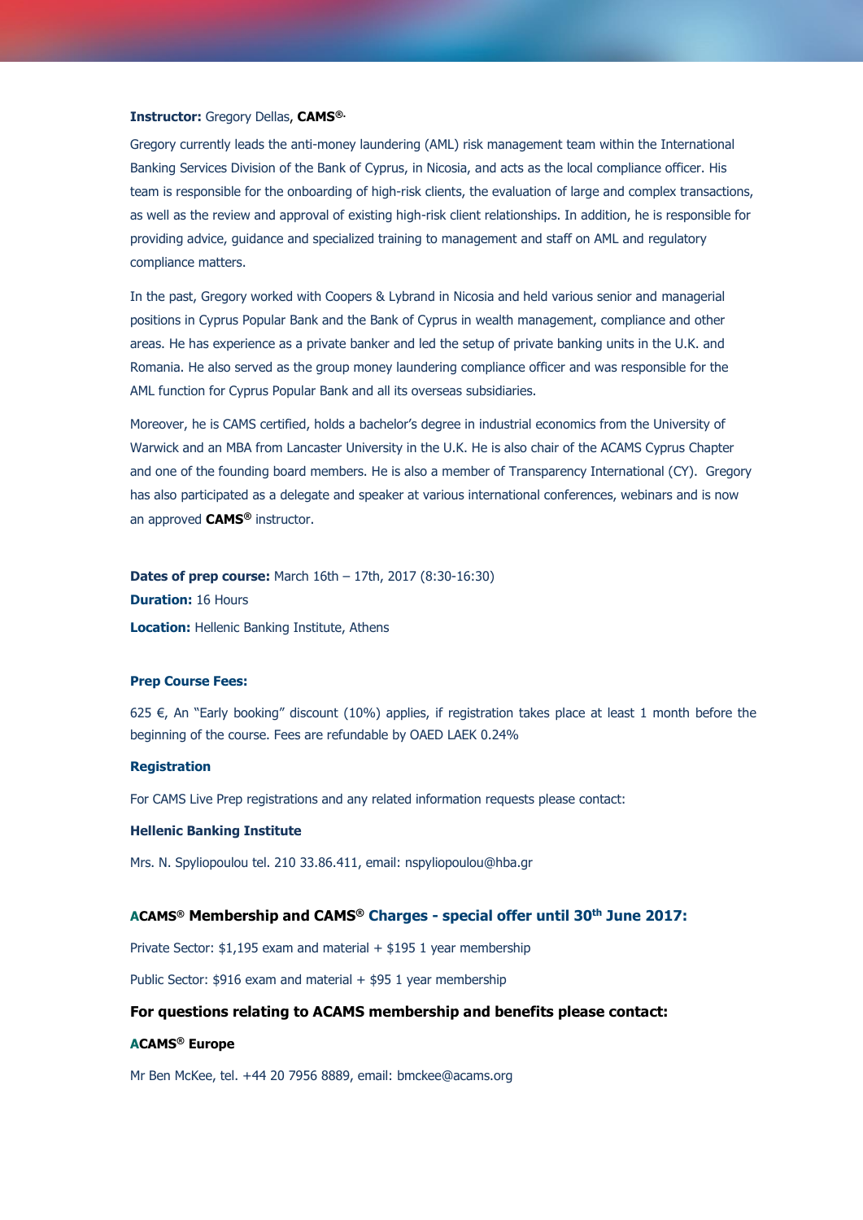**Instructor:** Gregory Dellas, **CAMS®.**

Gregory currently leads the anti-money laundering (AML) risk management team within the International Banking Services Division of the Bank of Cyprus, in Nicosia, and acts as the local compliance officer. His team is responsible for the onboarding of high-risk clients, the evaluation of large and complex transactions, as well as the review and approval of existing high-risk client relationships. In addition, he is responsible for providing advice, guidance and specialized training to management and staff on AML and regulatory compliance matters.

In the past, Gregory worked with Coopers & Lybrand in Nicosia and held various senior and managerial positions in Cyprus Popular Bank and the Bank of Cyprus in wealth management, compliance and other areas. He has experience as a private banker and led the setup of private banking units in the U.K. and Romania. He also served as the group money laundering compliance officer and was responsible for the AML function for Cyprus Popular Bank and all its overseas subsidiaries.

Moreover, he is CAMS certified, holds a bachelor's degree in industrial economics from the University of Warwick and an MBA from Lancaster University in the U.K. He is also chair of the ACAMS Cyprus Chapter and one of the founding board members. He is also a member of Transparency International (CY). Gregory has also participated as a delegate and speaker at various international conferences, webinars and is now an approved **CAMS®** instructor.

**Dates of prep course:** March 16th – 17th, 2017 (8:30-16:30)

**Duration:** 16 Hours

**Location:** Hellenic Banking Institute, Athens

**Prep Course Fees:**

625 €, An "Early booking" discount (10%) applies, if registration takes place at least 1 month before the beginning of the course. Fees are refundable by OAED LAEK 0.24%

**Registration**

For CAMS Live Prep registrations and any related information requests please contact:

**Hellenic Banking Institute**

Mrs. N. Spyliopoulou tel. 210 33.86.411, email: nspyliopoulou@hba.gr

**ACAMS® Membership and CAMS® Charges - special offer until 30th June 2017:**

Private Sector: $1,195 exam and material + $195 1 year membership

Public Sector: $916 exam and material + $95 1 year membership

**For questions relating to ACAMS membership and benefits please contact:**

**ACAMS® Europe**

Mr Ben McKee, tel. +44 20 7956 8889, email: bmckee@acams.org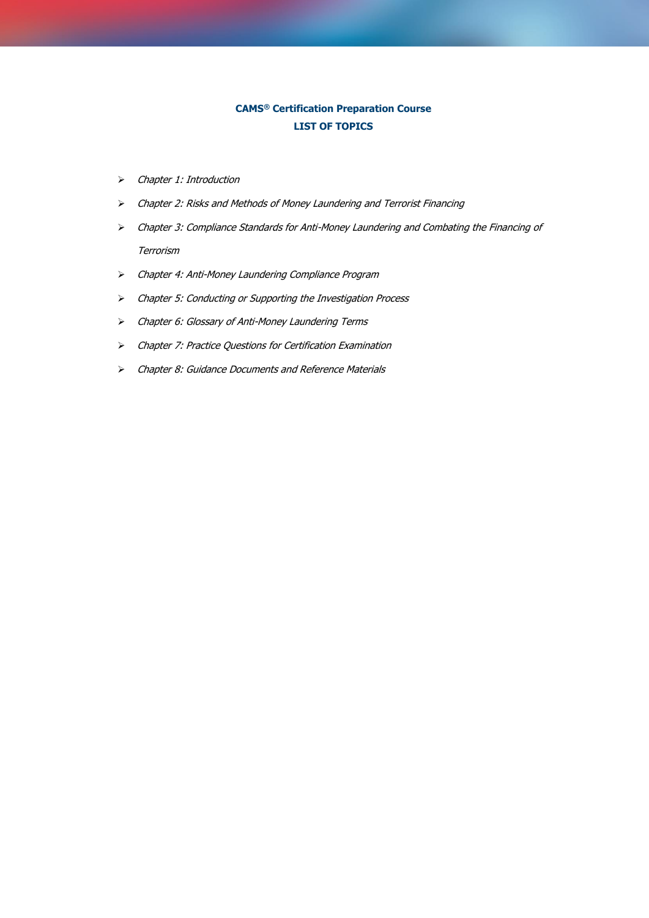**CAMS® Certification Preparation Course**

**LIST OF TOPICS**

- *Chapter 1: Introduction*
- *Chapter 2: Risks and Methods of Money Laundering and Terrorist Financing*
- *Chapter 3: Compliance Standards for Anti-Money Laundering and Combating the Financing of Terrorism*
- *Chapter 4: Anti-Money Laundering Compliance Program*
- *Chapter 5: Conducting or Supporting the Investigation Process*
- *Chapter 6: Glossary of Anti-Money Laundering Terms*
- *Chapter 7: Practice Questions for Certification Examination*
- *Chapter 8: Guidance Documents and Reference Materials*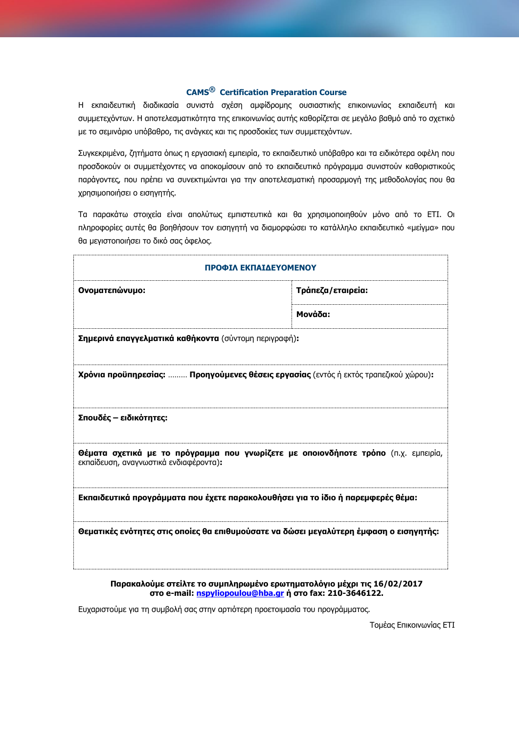## CAMS® Certification Preparation Course

Η εκπαιδευτική διαδικασία συνιστά σχέση αμφίδρομης ουσιαστικής επικοινωνίας εκπαιδευτή και συμμετεχόντων. Η αποτελεσματικότητα της επικοινωνίας αυτής καθορίζεται σε μεγάλο βαθμό από το σχετικό με το σεμινάριο υπόβαθρο, τις ανάγκες και τις προσδοκίες των συμμετεχόντων.

Συγκεκριμένα, ζητήματα όπως η εργασιακή εμπειρία, το εκπαιδευτικό υπόβαθρο και τα ειδικότερα οφέλη που προσδοκούν οι συμμετέχοντες να αποκομίσουν από το εκπαιδευτικό πρόγραμμα συνιστούν καθοριστικούς παράγοντες, που πρέπει να συνεκτιμώνται για την αποτελεσματική προσαρμογή της μεθοδολογίας που θα χρησιμοποιήσει ο εισηγητής.

Τα παρακάτω στοιχεία είναι απολύτως εμπιστευτικά και θα χρησιμοποιηθούν μόνο από το ΕΤΙ. Οι πληροφορίες αυτές θα βοηθήσουν τον εισηγητή να διαμορφώσει το κατάλληλο εκπαιδευτικό «μείγμα» που θα μεγιστοποιήσει το δικό σας όφελος.

| **ΠΡΟΦΙΛ ΕΚΠΑΙΔΕΥΟΜΕΝΟΥ** | |
|---|---|
| **Ονοματεπώνυμο:** | **Τράπεζα/εταιρεία:** |
| | **Μονάδα:** |
| **Σημερινά επαγγελματικά καθήκοντα** (σύντομη περιγραφή)**:** | |
| **Χρόνια προϋπηρεσίας:** ……… **Προηγούμενες θέσεις εργασίας** (εντός ή εκτός τραπεζικού χώρου)**:** | |
| **Σπουδές – ειδικότητες:** | |
| **Θέματα σχετικά με το πρόγραμμα που γνωρίζετε με οποιονδήποτε τρόπο** (π.χ. εμπειρία, εκπαίδευση, αναγνωστικά ενδιαφέροντα)**:** | |
| **Εκπαιδευτικά προγράμματα που έχετε παρακολουθήσει για το ίδιο ή παρεμφερές θέμα:** | |
| **Θεματικές ενότητες στις οποίες θα επιθυμούσατε να δώσει μεγαλύτερη έμφαση ο εισηγητής:** | |

**Παρακαλούμε στείλτε το συμπληρωμένο ερωτηματολόγιο μέχρι τις 16/02/2017**
**στο e-mail: nspyliopoulou@hba.gr ή στο fax: 210-3646122.**

Ευχαριστούμε για τη συμβολή σας στην αρτιότερη προετοιμασία του προγράμματος.

Τομέας Επικοινωνίας ΕΤΙ